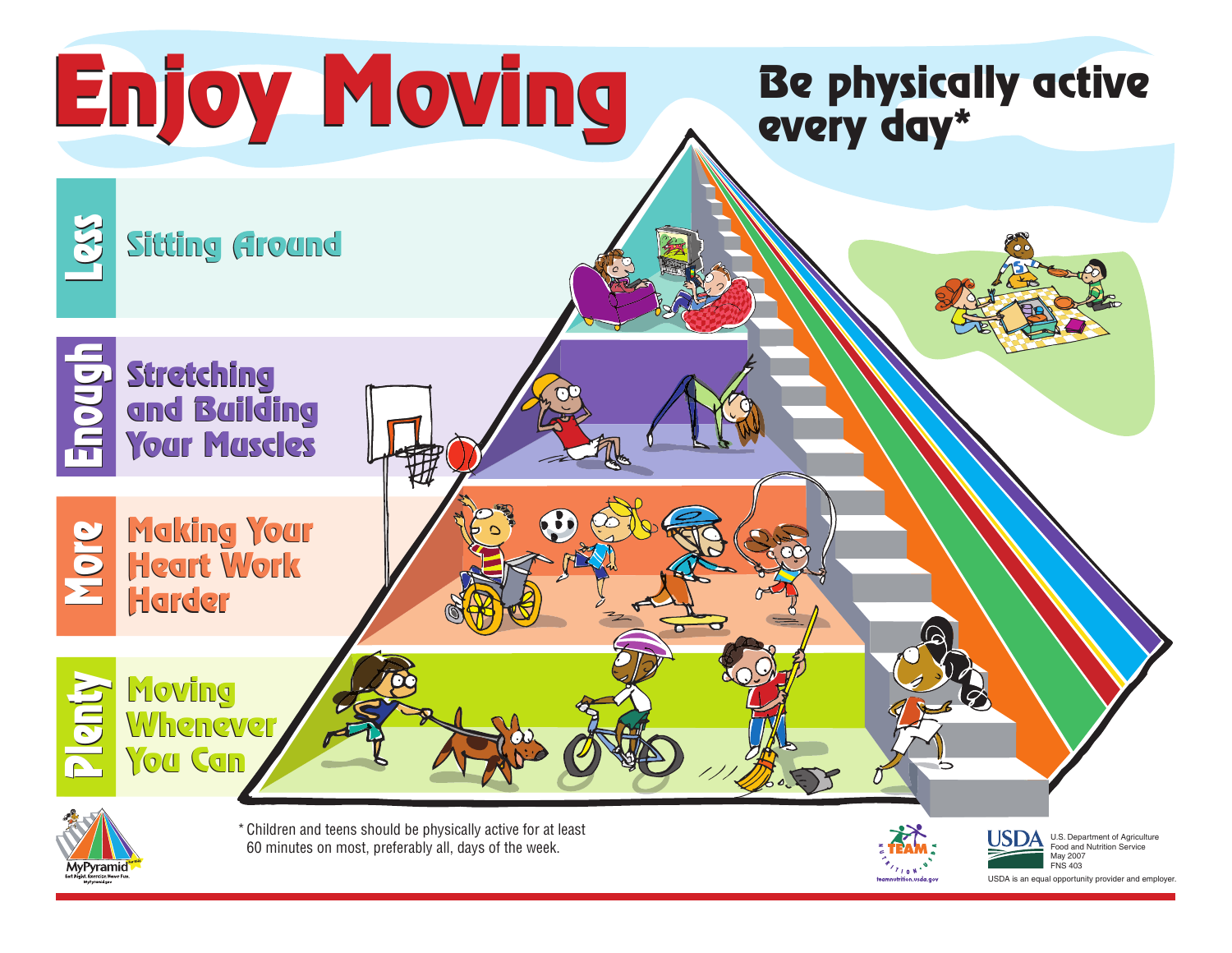# Enjoy Moving

## Be physically active every day*

**Less** — Sitting Around

**Enough** — Stretching and Building Your Muscles

**More** — Making Your Heart Work Harder

**Plenty** — Moving Whenever You Can

\* Children and teens should be physically active for at least 60 minutes on most, preferably all, days of the week.

MyPyramid for Kids — Eat Right. Exercise. Have Fun. MyPyramid.gov

TEAM Nutrition — teamnutrition.usda.gov

USDA — U.S. Department of Agriculture, Food and Nutrition Service, May 2007, FNS 403

USDA is an equal opportunity provider and employer.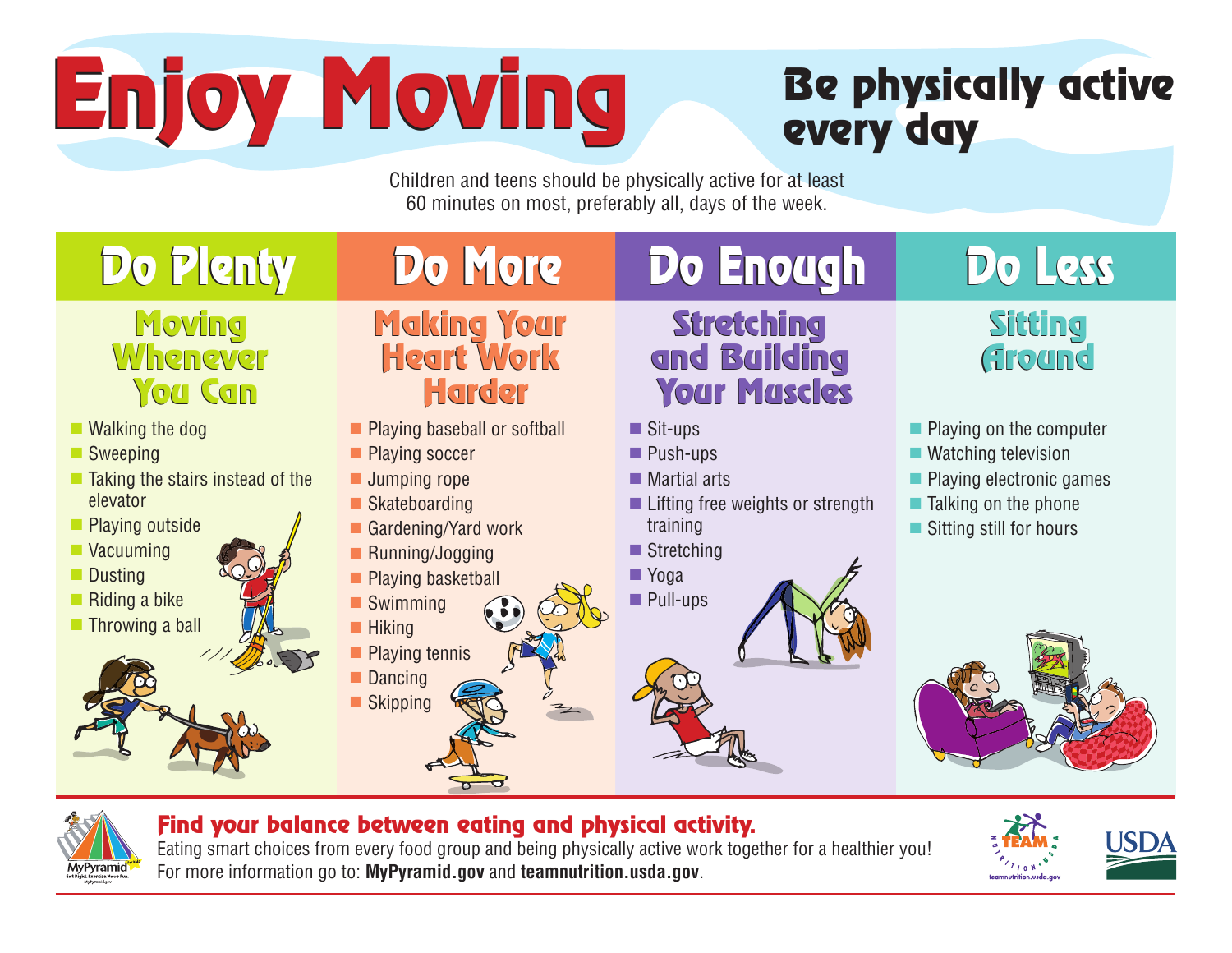# Enjoy Moving

## Be physically active every day

Children and teens should be physically active for at least 60 minutes on most, preferably all, days of the week.

## Do Plenty

### Moving Whenever You Can

- Walking the dog
- Sweeping
- Taking the stairs instead of the elevator
- Playing outside
- Vacuuming
- Dusting
- Riding a bike
- Throwing a ball

## Do More

### Making Your Heart Work Harder

- Playing baseball or softball
- Playing soccer
- Jumping rope
- Skateboarding
- Gardening/Yard work
- Running/Jogging
- Playing basketball
- Swimming
- Hiking
- Playing tennis
- Dancing
- Skipping

## Do Enough

### Stretching and Building Your Muscles

- Sit-ups
- Push-ups
- Martial arts
- Lifting free weights or strength training
- Stretching
- Yoga
- Pull-ups

## Do Less

### Sitting Around

- Playing on the computer
- Watching television
- Playing electronic games
- Talking on the phone
- Sitting still for hours

**Find your balance between eating and physical activity.**

Eating smart choices from every food group and being physically active work together for a healthier you!
For more information go to: **MyPyramid.gov** and **teamnutrition.usda.gov**.

MyPyramid — Eat Right. Exercise. Have Fun. — MyPyramid.gov

TEAM NUTRITION • USDA — teamnutrition.usda.gov

USDA